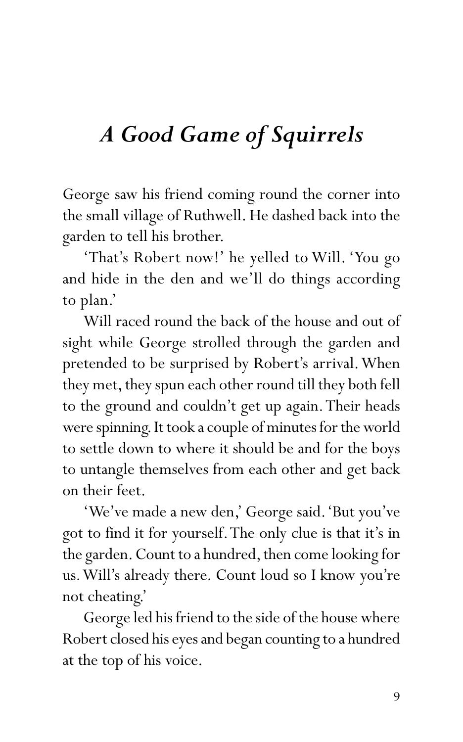# *A Good Game of Squirrels*

George saw his friend coming round the corner into the small village of Ruthwell. He dashed back into the garden to tell his brother.

'That's Robert now!' he yelled to Will. 'You go and hide in the den and we'll do things according to plan.'

Will raced round the back of the house and out of sight while George strolled through the garden and pretended to be surprised by Robert's arrival. When they met, they spun each other round till they both fell to the ground and couldn't get up again. Their heads were spinning. It took a couple of minutes for the world to settle down to where it should be and for the boys to untangle themselves from each other and get back on their feet.

'We've made a new den,' George said. 'But you've got to find it for yourself. The only clue is that it's in the garden. Count to a hundred, then come looking for us. Will's already there. Count loud so I know you're not cheating.'

George led his friend to the side of the house where Robert closed his eyes and began counting to a hundred at the top of his voice.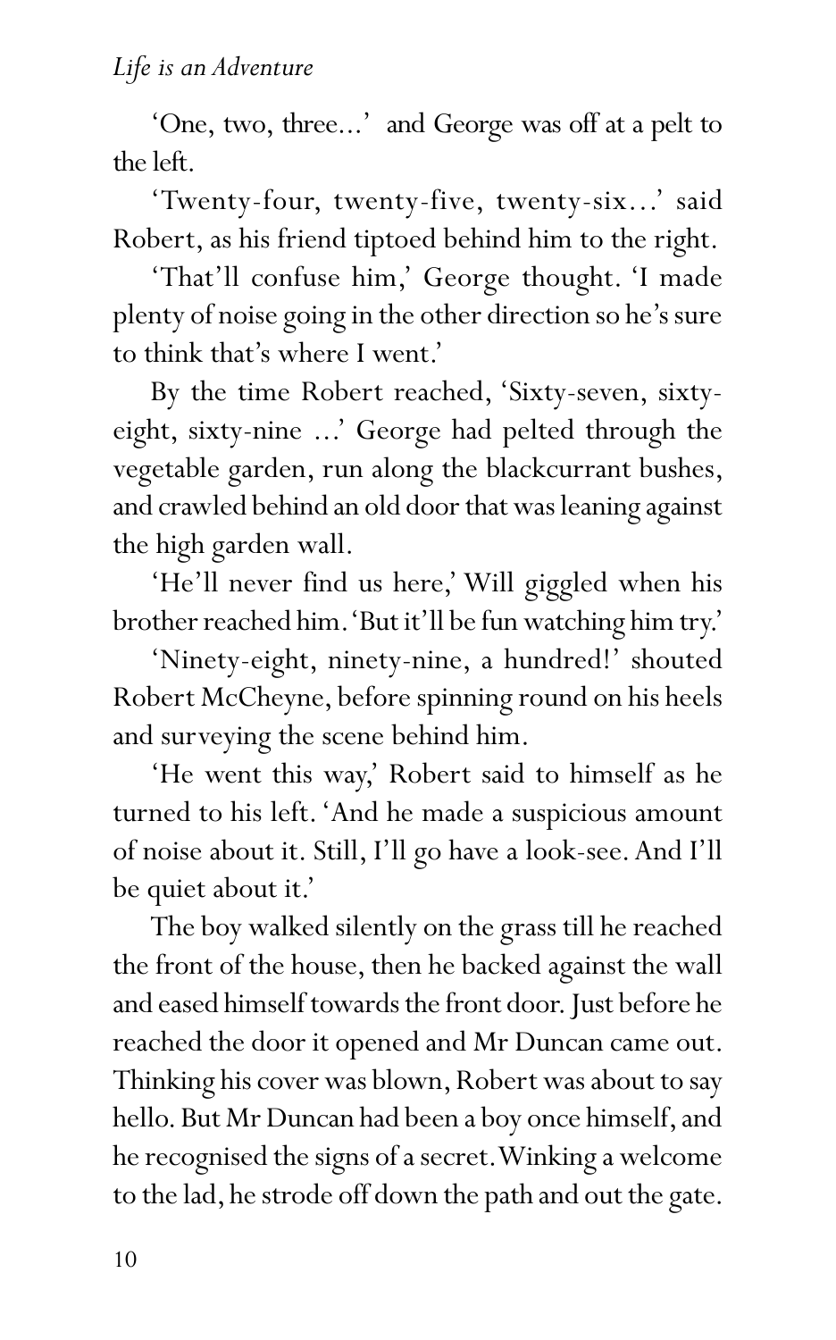'One, two, three...' and George was off at a pelt to the left.

'Twenty-four, twenty-five, twenty-six...' said Robert, as his friend tiptoed behind him to the right.

'That'll confuse him,' George thought. 'I made plenty of noise going in the other direction so he's sure to think that's where I went.'

By the time Robert reached, 'Sixty-seven, sixty-eight, sixty-nine ...' George had pelted through the vegetable garden, run along the blackcurrant bushes, and crawled behind an old door that was leaning against the high garden wall.

'He'll never find us here,' Will giggled when his brother reached him. 'But it'll be fun watching him try.'

'Ninety-eight, ninety-nine, a hundred!' shouted Robert McCheyne, before spinning round on his heels and surveying the scene behind him.

'He went this way,' Robert said to himself as he turned to his left. 'And he made a suspicious amount of noise about it. Still, I'll go have a look-see. And I'll be quiet about it.'

The boy walked silently on the grass till he reached the front of the house, then he backed against the wall and eased himself towards the front door. Just before he reached the door it opened and Mr Duncan came out. Thinking his cover was blown, Robert was about to say hello. But Mr Duncan had been a boy once himself, and he recognised the signs of a secret. Winking a welcome to the lad, he strode off down the path and out the gate.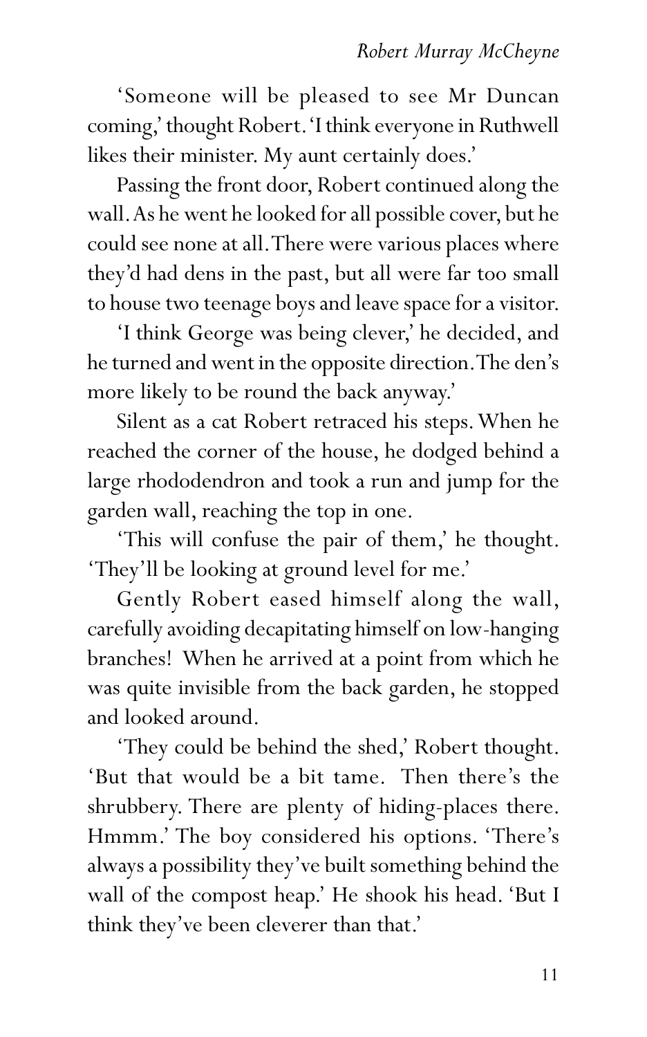'Someone will be pleased to see Mr Duncan coming,' thought Robert. 'I think everyone in Ruthwell likes their minister. My aunt certainly does.'

Passing the front door, Robert continued along the wall. As he went he looked for all possible cover, but he could see none at all. There were various places where they'd had dens in the past, but all were far too small to house two teenage boys and leave space for a visitor.

'I think George was being clever,' he decided, and he turned and went in the opposite direction. The den's more likely to be round the back anyway.'

Silent as a cat Robert retraced his steps. When he reached the corner of the house, he dodged behind a large rhododendron and took a run and jump for the garden wall, reaching the top in one.

'This will confuse the pair of them,' he thought. 'They'll be looking at ground level for me.'

Gently Robert eased himself along the wall, carefully avoiding decapitating himself on low-hanging branches! When he arrived at a point from which he was quite invisible from the back garden, he stopped and looked around.

'They could be behind the shed,' Robert thought. 'But that would be a bit tame. Then there's the shrubbery. There are plenty of hiding-places there. Hmmm.' The boy considered his options. 'There's always a possibility they've built something behind the wall of the compost heap.' He shook his head. 'But I think they've been cleverer than that.'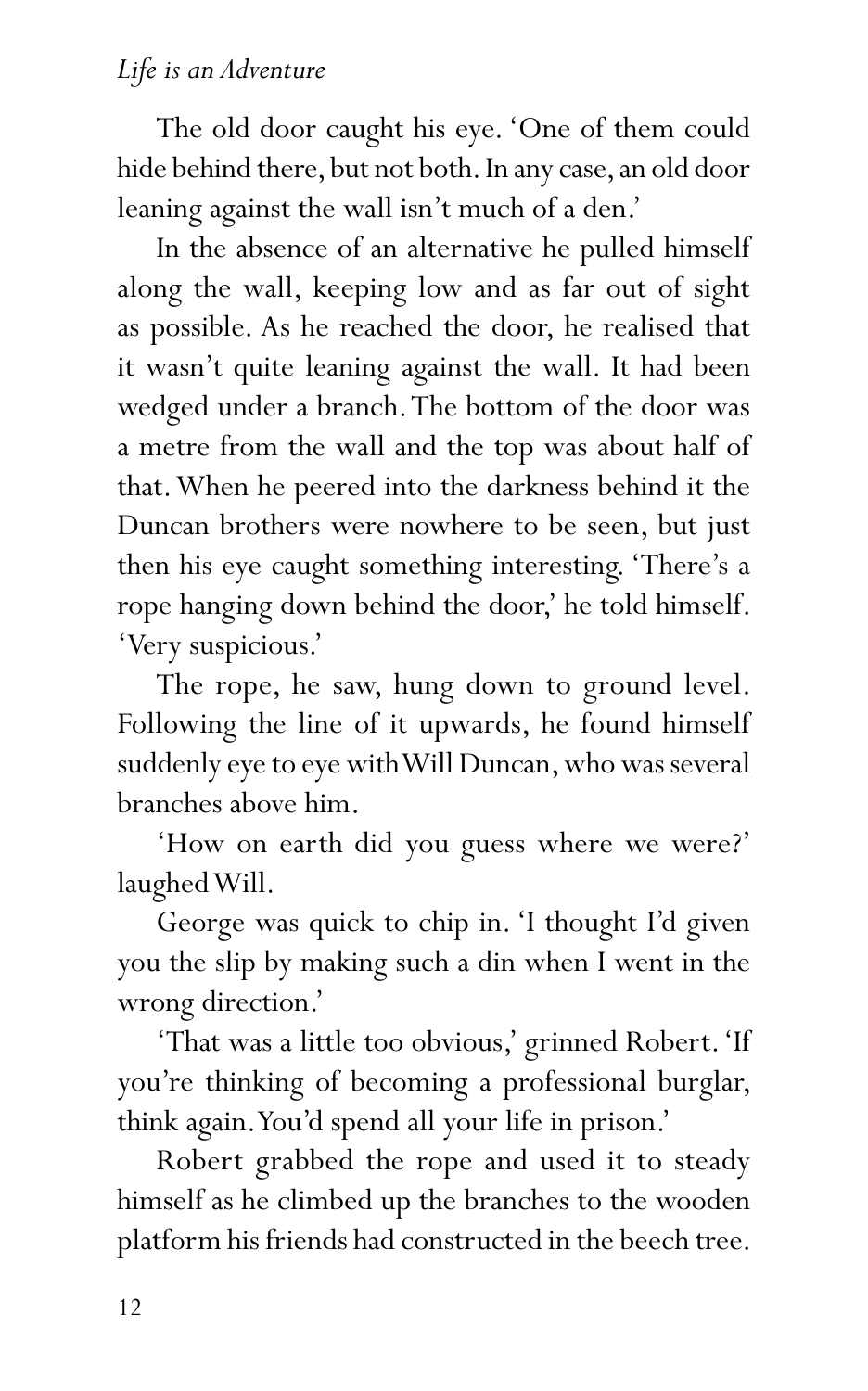The old door caught his eye. 'One of them could hide behind there, but not both. In any case, an old door leaning against the wall isn't much of a den.'

In the absence of an alternative he pulled himself along the wall, keeping low and as far out of sight as possible. As he reached the door, he realised that it wasn't quite leaning against the wall. It had been wedged under a branch. The bottom of the door was a metre from the wall and the top was about half of that. When he peered into the darkness behind it the Duncan brothers were nowhere to be seen, but just then his eye caught something interesting. 'There's a rope hanging down behind the door,' he told himself. 'Very suspicious.'

The rope, he saw, hung down to ground level. Following the line of it upwards, he found himself suddenly eye to eye with Will Duncan, who was several branches above him.

'How on earth did you guess where we were?' laughed Will.

George was quick to chip in. 'I thought I'd given you the slip by making such a din when I went in the wrong direction.'

'That was a little too obvious,' grinned Robert. 'If you're thinking of becoming a professional burglar, think again. You'd spend all your life in prison.'

Robert grabbed the rope and used it to steady himself as he climbed up the branches to the wooden platform his friends had constructed in the beech tree.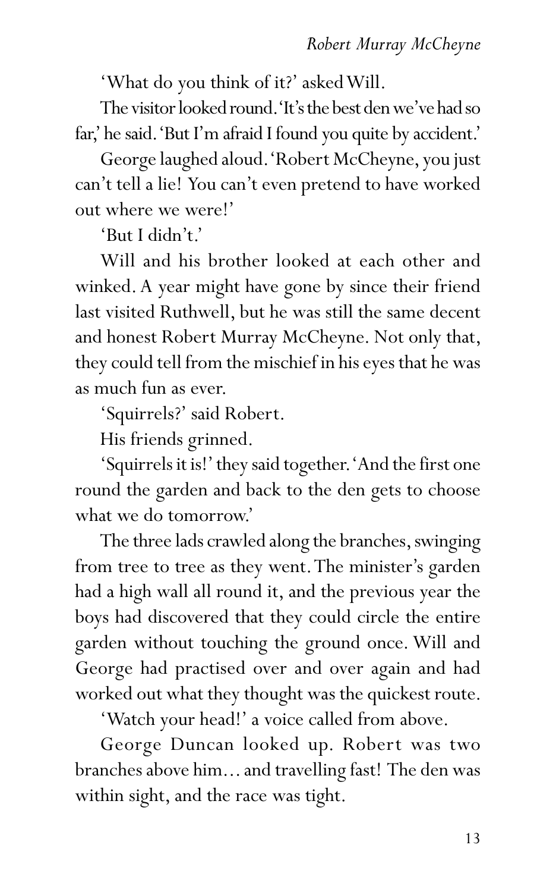'What do you think of it?' asked Will.

The visitor looked round. 'It's the best den we've had so far,' he said. 'But I'm afraid I found you quite by accident.'

George laughed aloud. 'Robert McCheyne, you just can't tell a lie! You can't even pretend to have worked out where we were!'

'But I didn't.'

Will and his brother looked at each other and winked. A year might have gone by since their friend last visited Ruthwell, but he was still the same decent and honest Robert Murray McCheyne. Not only that, they could tell from the mischief in his eyes that he was as much fun as ever.

'Squirrels?' said Robert.

His friends grinned.

'Squirrels it is!' they said together. 'And the first one round the garden and back to the den gets to choose what we do tomorrow.'

The three lads crawled along the branches, swinging from tree to tree as they went. The minister's garden had a high wall all round it, and the previous year the boys had discovered that they could circle the entire garden without touching the ground once. Will and George had practised over and over again and had worked out what they thought was the quickest route.

'Watch your head!' a voice called from above.

George Duncan looked up. Robert was two branches above him… and travelling fast! The den was within sight, and the race was tight.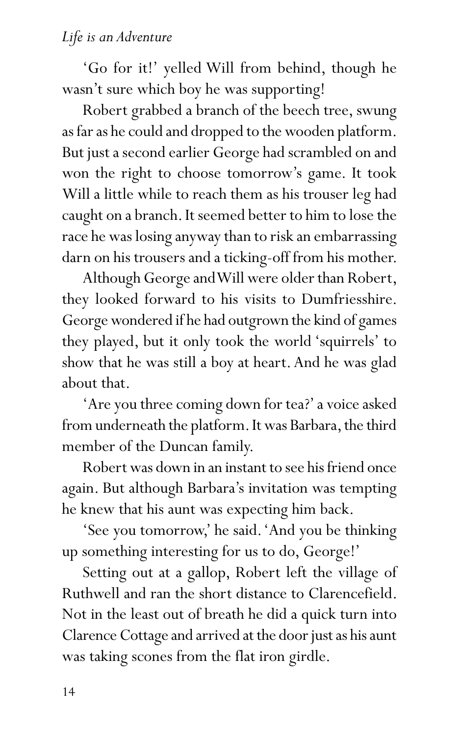'Go for it!' yelled Will from behind, though he wasn't sure which boy he was supporting!

Robert grabbed a branch of the beech tree, swung as far as he could and dropped to the wooden platform. But just a second earlier George had scrambled on and won the right to choose tomorrow's game. It took Will a little while to reach them as his trouser leg had caught on a branch. It seemed better to him to lose the race he was losing anyway than to risk an embarrassing darn on his trousers and a ticking-off from his mother.

Although George and Will were older than Robert, they looked forward to his visits to Dumfriesshire. George wondered if he had outgrown the kind of games they played, but it only took the world 'squirrels' to show that he was still a boy at heart. And he was glad about that.

'Are you three coming down for tea?' a voice asked from underneath the platform. It was Barbara, the third member of the Duncan family.

Robert was down in an instant to see his friend once again. But although Barbara's invitation was tempting he knew that his aunt was expecting him back.

'See you tomorrow,' he said. 'And you be thinking up something interesting for us to do, George!'

Setting out at a gallop, Robert left the village of Ruthwell and ran the short distance to Clarencefield. Not in the least out of breath he did a quick turn into Clarence Cottage and arrived at the door just as his aunt was taking scones from the flat iron girdle.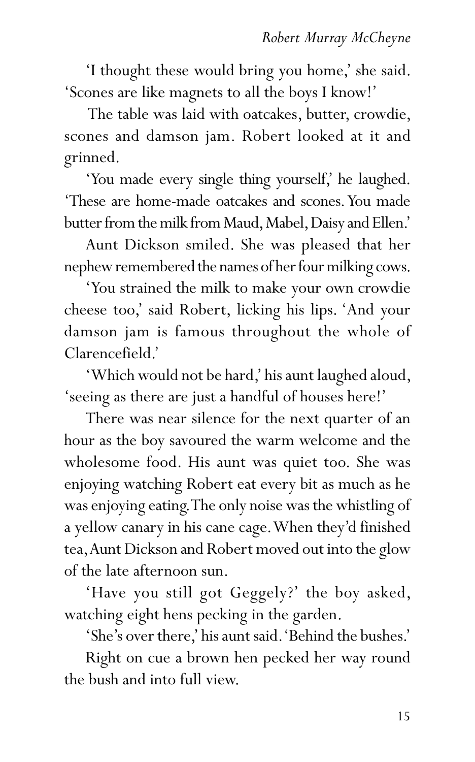'I thought these would bring you home,' she said. 'Scones are like magnets to all the boys I know!'

The table was laid with oatcakes, butter, crowdie, scones and damson jam. Robert looked at it and grinned.

'You made every single thing yourself,' he laughed. 'These are home-made oatcakes and scones. You made butter from the milk from Maud, Mabel, Daisy and Ellen.'

Aunt Dickson smiled. She was pleased that her nephew remembered the names of her four milking cows.

'You strained the milk to make your own crowdie cheese too,' said Robert, licking his lips. 'And your damson jam is famous throughout the whole of Clarencefield.'

'Which would not be hard,' his aunt laughed aloud, 'seeing as there are just a handful of houses here!'

There was near silence for the next quarter of an hour as the boy savoured the warm welcome and the wholesome food. His aunt was quiet too. She was enjoying watching Robert eat every bit as much as he was enjoying eating. The only noise was the whistling of a yellow canary in his cane cage. When they'd finished tea, Aunt Dickson and Robert moved out into the glow of the late afternoon sun.

'Have you still got Geggely?' the boy asked, watching eight hens pecking in the garden.

'She's over there,' his aunt said. 'Behind the bushes.'

Right on cue a brown hen pecked her way round the bush and into full view.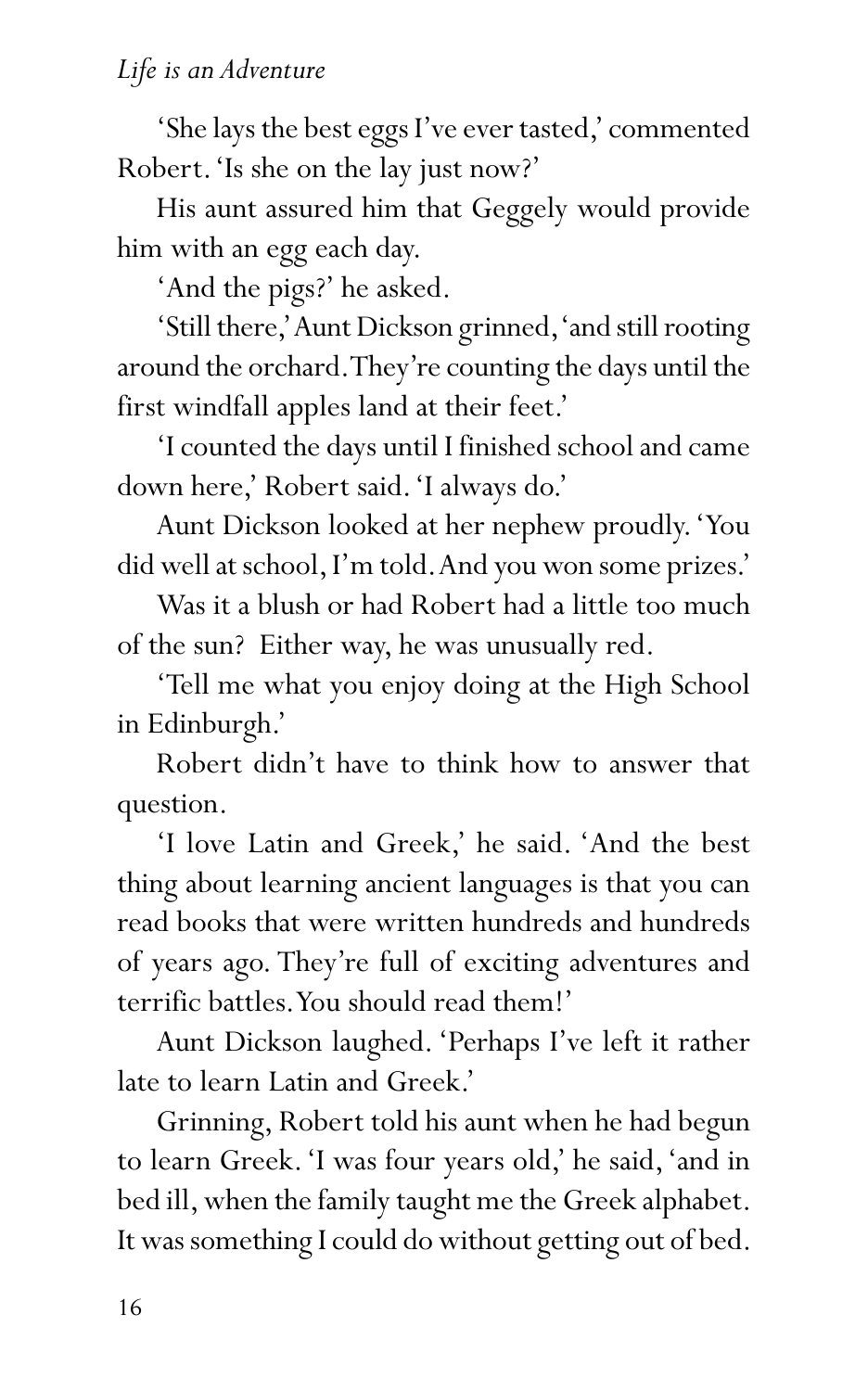'She lays the best eggs I've ever tasted,' commented Robert. 'Is she on the lay just now?'

His aunt assured him that Geggely would provide him with an egg each day.

'And the pigs?' he asked.

'Still there,' Aunt Dickson grinned, 'and still rooting around the orchard. They're counting the days until the first windfall apples land at their feet.'

'I counted the days until I finished school and came down here,' Robert said. 'I always do.'

Aunt Dickson looked at her nephew proudly. 'You did well at school, I'm told. And you won some prizes.'

Was it a blush or had Robert had a little too much of the sun? Either way, he was unusually red.

'Tell me what you enjoy doing at the High School in Edinburgh.'

Robert didn't have to think how to answer that question.

'I love Latin and Greek,' he said. 'And the best thing about learning ancient languages is that you can read books that were written hundreds and hundreds of years ago. They're full of exciting adventures and terrific battles. You should read them!'

Aunt Dickson laughed. 'Perhaps I've left it rather late to learn Latin and Greek.'

Grinning, Robert told his aunt when he had begun to learn Greek. 'I was four years old,' he said, 'and in bed ill, when the family taught me the Greek alphabet. It was something I could do without getting out of bed.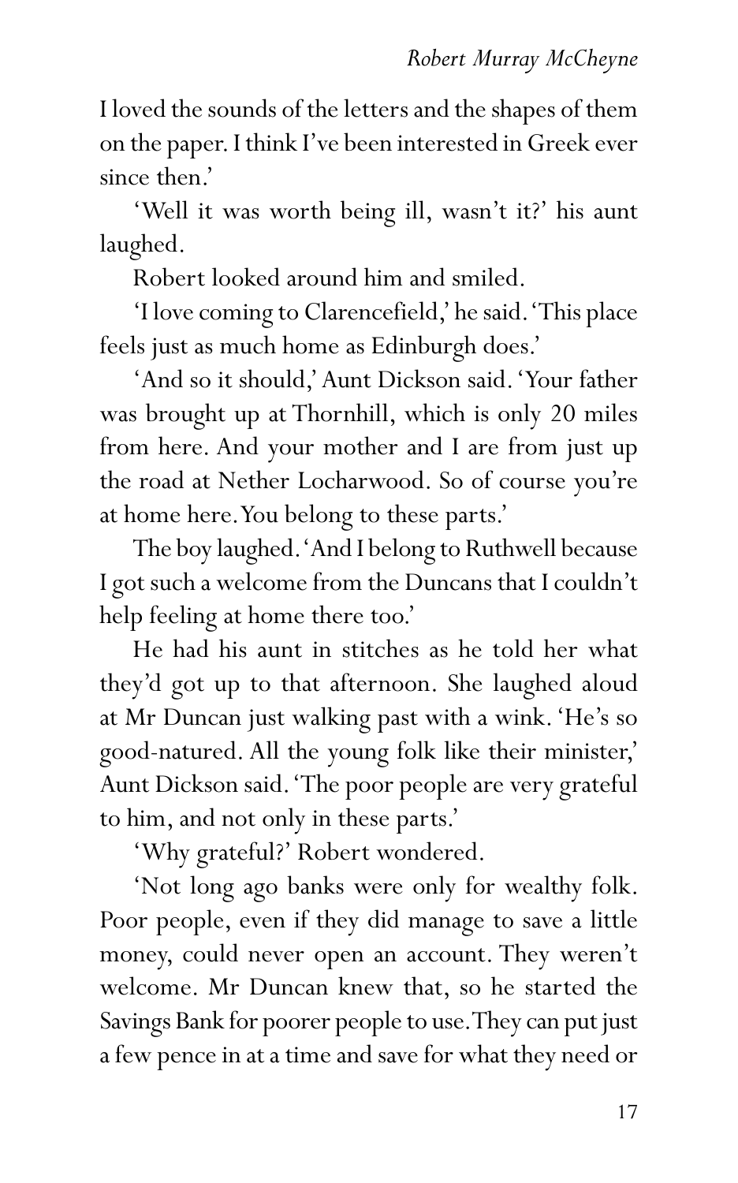I loved the sounds of the letters and the shapes of them on the paper. I think I've been interested in Greek ever since then.'

'Well it was worth being ill, wasn't it?' his aunt laughed.

Robert looked around him and smiled.

'I love coming to Clarencefield,' he said. 'This place feels just as much home as Edinburgh does.'

'And so it should,' Aunt Dickson said. 'Your father was brought up at Thornhill, which is only 20 miles from here. And your mother and I are from just up the road at Nether Locharwood. So of course you're at home here. You belong to these parts.'

The boy laughed. 'And I belong to Ruthwell because I got such a welcome from the Duncans that I couldn't help feeling at home there too.'

He had his aunt in stitches as he told her what they'd got up to that afternoon. She laughed aloud at Mr Duncan just walking past with a wink. 'He's so good-natured. All the young folk like their minister,' Aunt Dickson said. 'The poor people are very grateful to him, and not only in these parts.'

'Why grateful?' Robert wondered.

'Not long ago banks were only for wealthy folk. Poor people, even if they did manage to save a little money, could never open an account. They weren't welcome. Mr Duncan knew that, so he started the Savings Bank for poorer people to use. They can put just a few pence in at a time and save for what they need or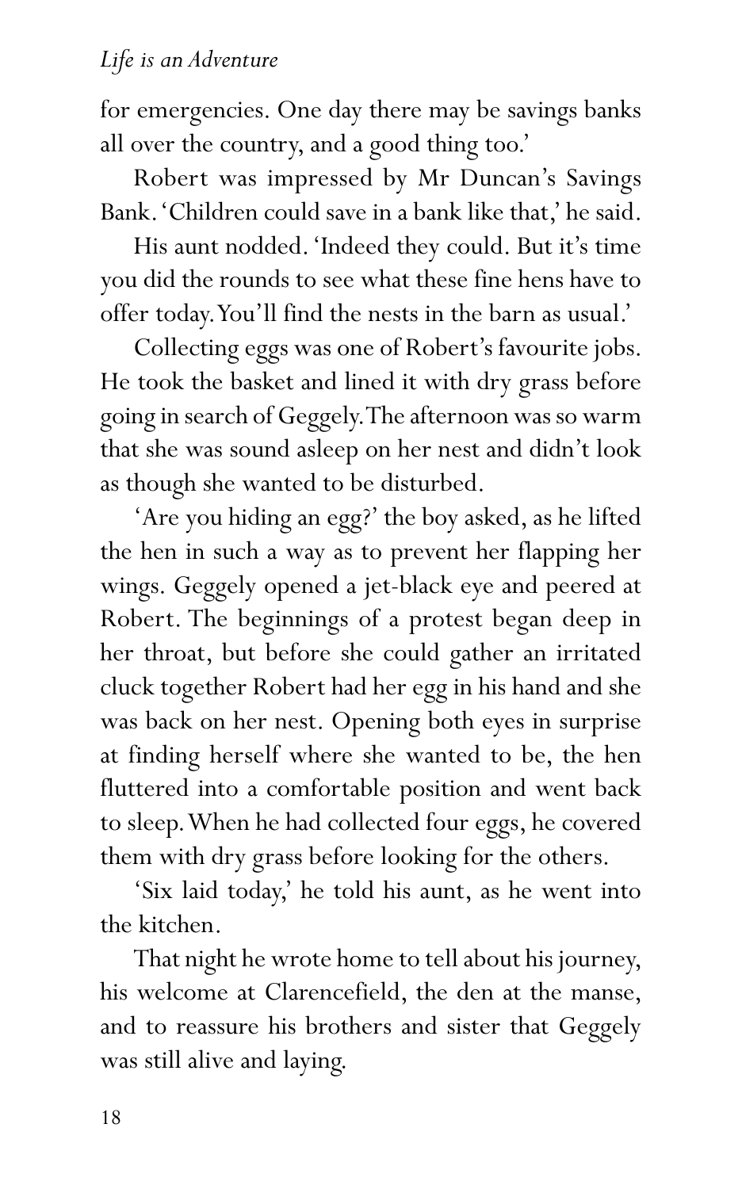for emergencies. One day there may be savings banks all over the country, and a good thing too.'

Robert was impressed by Mr Duncan's Savings Bank. 'Children could save in a bank like that,' he said.

His aunt nodded. 'Indeed they could. But it's time you did the rounds to see what these fine hens have to offer today. You'll find the nests in the barn as usual.'

Collecting eggs was one of Robert's favourite jobs. He took the basket and lined it with dry grass before going in search of Geggely. The afternoon was so warm that she was sound asleep on her nest and didn't look as though she wanted to be disturbed.

'Are you hiding an egg?' the boy asked, as he lifted the hen in such a way as to prevent her flapping her wings. Geggely opened a jet-black eye and peered at Robert. The beginnings of a protest began deep in her throat, but before she could gather an irritated cluck together Robert had her egg in his hand and she was back on her nest. Opening both eyes in surprise at finding herself where she wanted to be, the hen fluttered into a comfortable position and went back to sleep. When he had collected four eggs, he covered them with dry grass before looking for the others.

'Six laid today,' he told his aunt, as he went into the kitchen.

That night he wrote home to tell about his journey, his welcome at Clarencefield, the den at the manse, and to reassure his brothers and sister that Geggely was still alive and laying.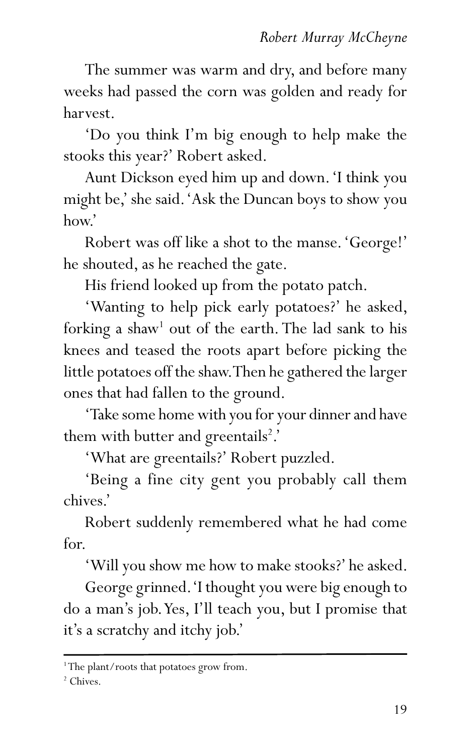The summer was warm and dry, and before many weeks had passed the corn was golden and ready for harvest.

'Do you think I'm big enough to help make the stooks this year?' Robert asked.

Aunt Dickson eyed him up and down. 'I think you might be,' she said. 'Ask the Duncan boys to show you how.'

Robert was off like a shot to the manse. 'George!' he shouted, as he reached the gate.

His friend looked up from the potato patch.

'Wanting to help pick early potatoes?' he asked, forking a shaw[1] out of the earth. The lad sank to his knees and teased the roots apart before picking the little potatoes off the shaw. Then he gathered the larger ones that had fallen to the ground.

'Take some home with you for your dinner and have them with butter and greentails[2].'

'What are greentails?' Robert puzzled.

'Being a fine city gent you probably call them chives.'

Robert suddenly remembered what he had come for.

'Will you show me how to make stooks?' he asked.

George grinned. 'I thought you were big enough to do a man's job. Yes, I'll teach you, but I promise that it's a scratchy and itchy job.'

---

[1] The plant/roots that potatoes grow from.

[2] Chives.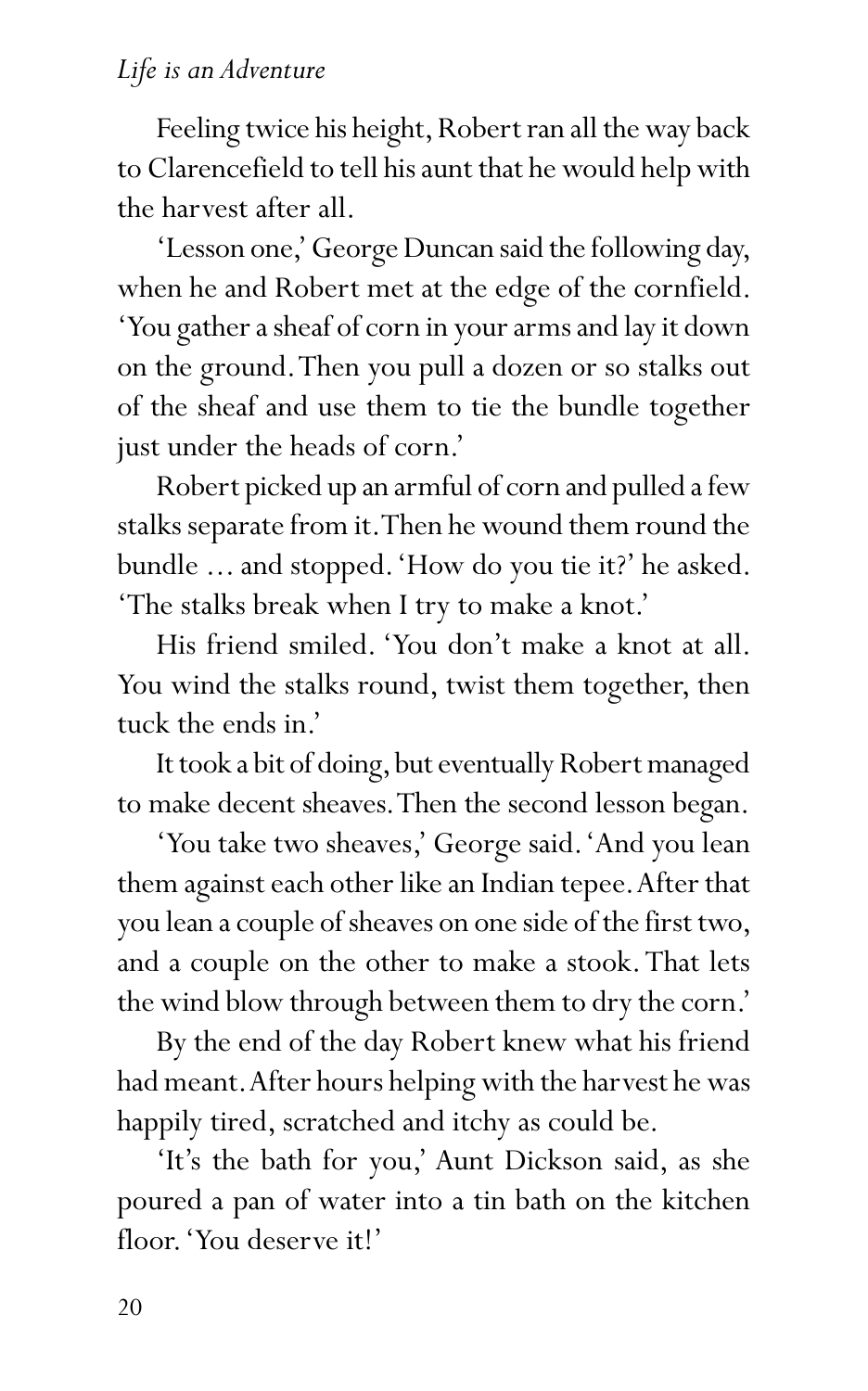Feeling twice his height, Robert ran all the way back to Clarencefield to tell his aunt that he would help with the harvest after all.

'Lesson one,' George Duncan said the following day, when he and Robert met at the edge of the cornfield. 'You gather a sheaf of corn in your arms and lay it down on the ground. Then you pull a dozen or so stalks out of the sheaf and use them to tie the bundle together just under the heads of corn.'

Robert picked up an armful of corn and pulled a few stalks separate from it. Then he wound them round the bundle … and stopped. 'How do you tie it?' he asked. 'The stalks break when I try to make a knot.'

His friend smiled. 'You don't make a knot at all. You wind the stalks round, twist them together, then tuck the ends in.'

It took a bit of doing, but eventually Robert managed to make decent sheaves. Then the second lesson began.

'You take two sheaves,' George said. 'And you lean them against each other like an Indian tepee. After that you lean a couple of sheaves on one side of the first two, and a couple on the other to make a stook. That lets the wind blow through between them to dry the corn.'

By the end of the day Robert knew what his friend had meant. After hours helping with the harvest he was happily tired, scratched and itchy as could be.

'It's the bath for you,' Aunt Dickson said, as she poured a pan of water into a tin bath on the kitchen floor. 'You deserve it!'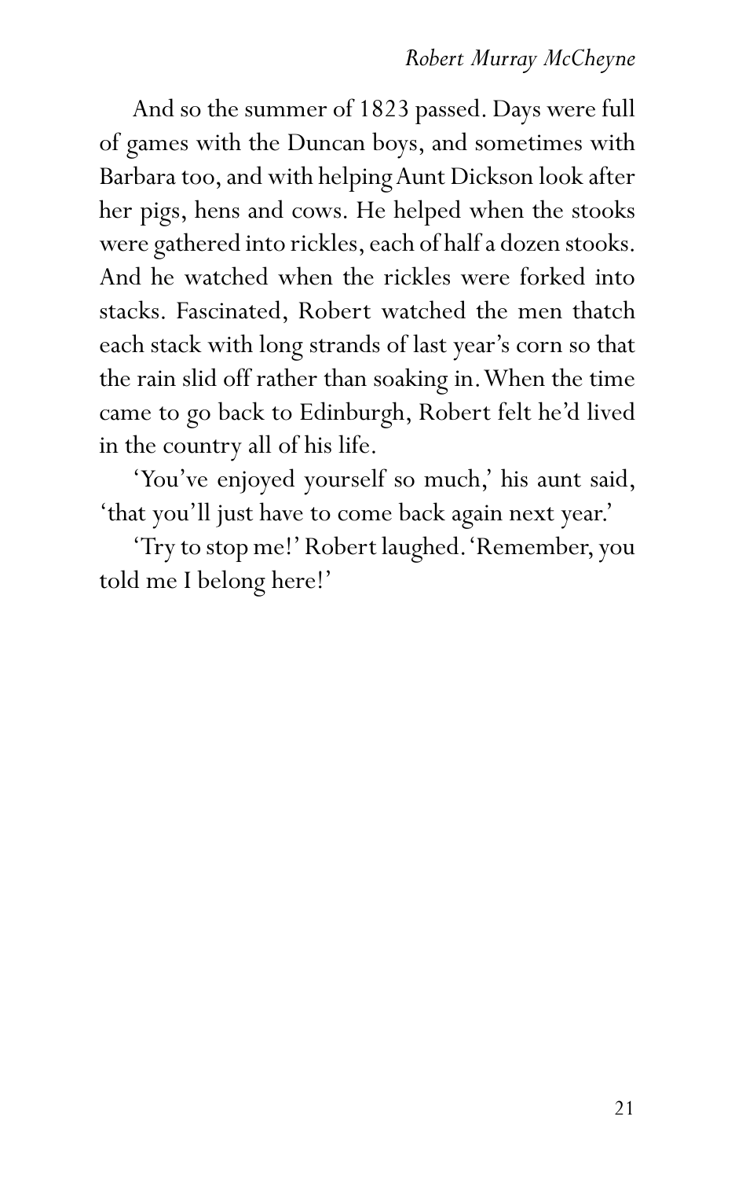And so the summer of 1823 passed. Days were full of games with the Duncan boys, and sometimes with Barbara too, and with helping Aunt Dickson look after her pigs, hens and cows. He helped when the stooks were gathered into rickles, each of half a dozen stooks. And he watched when the rickles were forked into stacks. Fascinated, Robert watched the men thatch each stack with long strands of last year's corn so that the rain slid off rather than soaking in. When the time came to go back to Edinburgh, Robert felt he'd lived in the country all of his life.

'You've enjoyed yourself so much,' his aunt said, 'that you'll just have to come back again next year.'

'Try to stop me!' Robert laughed. 'Remember, you told me I belong here!'